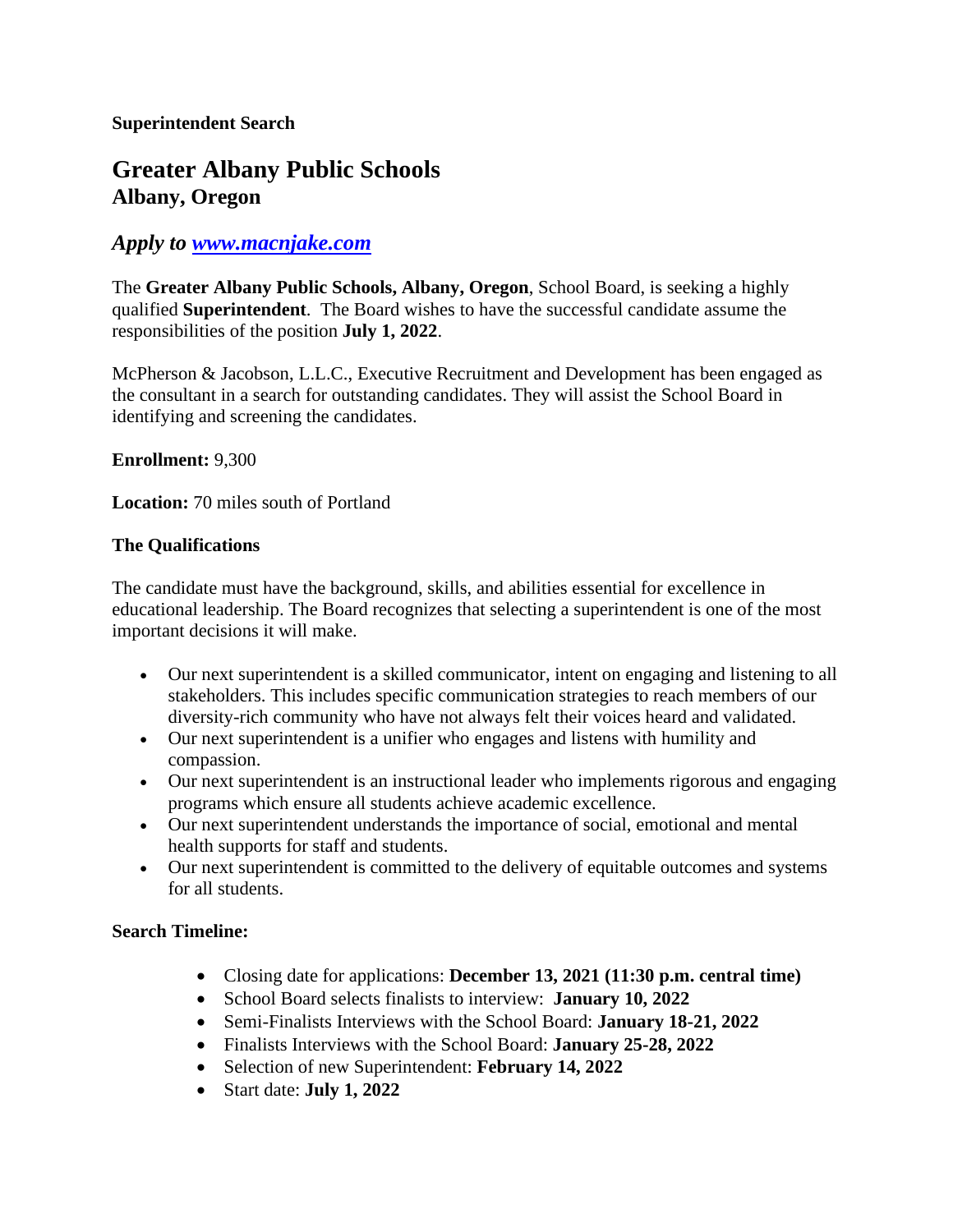**Superintendent Search**

# Greater Albany Public Schools
## Albany, Oregon

### *Apply to [www.macnjake.com](www.macnjake.com)*

The **Greater Albany Public Schools, Albany, Oregon**, School Board, is seeking a highly qualified **Superintendent**. The Board wishes to have the successful candidate assume the responsibilities of the position **July 1, 2022**.

McPherson & Jacobson, L.L.C., Executive Recruitment and Development has been engaged as the consultant in a search for outstanding candidates. They will assist the School Board in identifying and screening the candidates.

**Enrollment:** 9,300

**Location:** 70 miles south of Portland

**The Qualifications**

The candidate must have the background, skills, and abilities essential for excellence in educational leadership. The Board recognizes that selecting a superintendent is one of the most important decisions it will make.

- Our next superintendent is a skilled communicator, intent on engaging and listening to all stakeholders. This includes specific communication strategies to reach members of our diversity-rich community who have not always felt their voices heard and validated.
- Our next superintendent is a unifier who engages and listens with humility and compassion.
- Our next superintendent is an instructional leader who implements rigorous and engaging programs which ensure all students achieve academic excellence.
- Our next superintendent understands the importance of social, emotional and mental health supports for staff and students.
- Our next superintendent is committed to the delivery of equitable outcomes and systems for all students.

**Search Timeline:**

- Closing date for applications: **December 13, 2021 (11:30 p.m. central time)**
- School Board selects finalists to interview: **January 10, 2022**
- Semi-Finalists Interviews with the School Board: **January 18-21, 2022**
- Finalists Interviews with the School Board: **January 25-28, 2022**
- Selection of new Superintendent: **February 14, 2022**
- Start date: **July 1, 2022**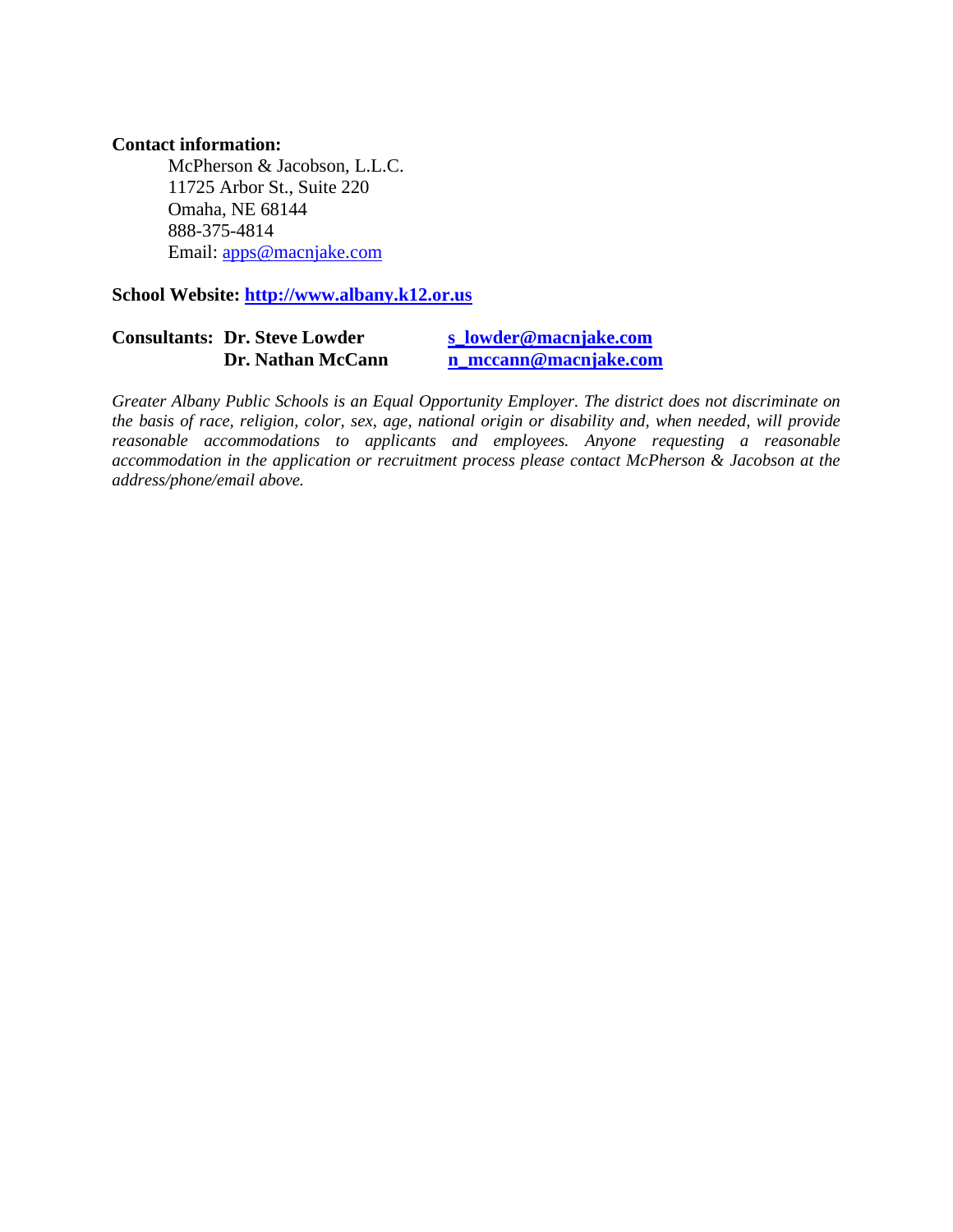**Contact information:**

McPherson & Jacobson, L.L.C.
11725 Arbor St., Suite 220
Omaha, NE 68144
888-375-4814
Email: apps@macnjake.com

**School Website: http://www.albany.k12.or.us**

| | | |
|---|---|---|
| **Consultants:** | **Dr. Steve Lowder** | **s_lowder@macnjake.com** |
| | **Dr. Nathan McCann** | **n_mccann@macnjake.com** |

*Greater Albany Public Schools is an Equal Opportunity Employer. The district does not discriminate on the basis of race, religion, color, sex, age, national origin or disability and, when needed, will provide reasonable accommodations to applicants and employees. Anyone requesting a reasonable accommodation in the application or recruitment process please contact McPherson & Jacobson at the address/phone/email above.*